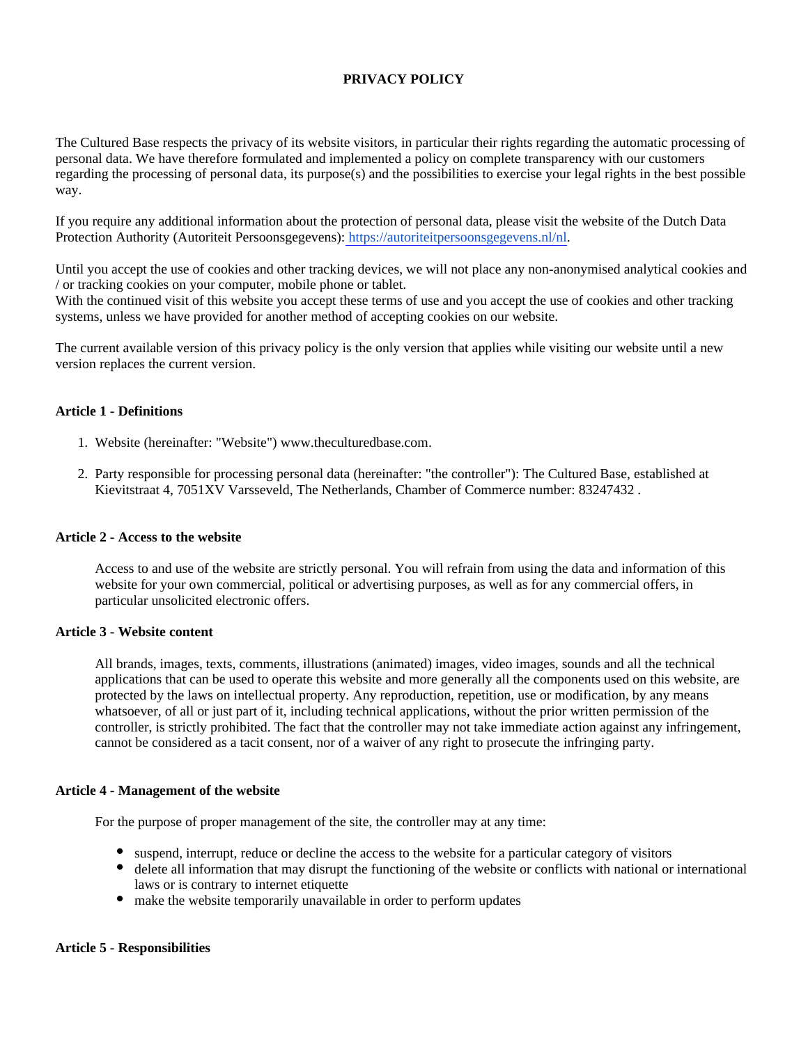# PRIVACY POLICY

The Cultured Base respects the privacy of its website visitors, in particular their rights regarding the automatic processing of personal data. We have therefore formulated and implemented a policy on complete transparency with our customers regarding the processing of personal data, its purpose(s) and the possibilities to exercise your legal rights in the best possible way.

If you require any additional information about the protection of personal data, please visit the website of the Dutch Data Protection Authority (Autoriteit Persoonsgegevens): https://autoriteitpersoonsgegevens.nl/nl.

Until you accept the use of cookies and other tracking devices, we will not place any non-anonymised analytical cookies and / or tracking cookies on your computer, mobile phone or tablet.
With the continued visit of this website you accept these terms of use and you accept the use of cookies and other tracking systems, unless we have provided for another method of accepting cookies on our website.

The current available version of this privacy policy is the only version that applies while visiting our website until a new version replaces the current version.

### Article 1 - Definitions

1. Website (hereinafter: "Website") www.theculturedbase.com.
2. Party responsible for processing personal data (hereinafter: "the controller"): The Cultured Base, established at Kievitstraat 4, 7051XV Varsseveld, The Netherlands, Chamber of Commerce number: 83247432 .

### Article 2 - Access to the website

Access to and use of the website are strictly personal. You will refrain from using the data and information of this website for your own commercial, political or advertising purposes, as well as for any commercial offers, in particular unsolicited electronic offers.

### Article 3 - Website content

All brands, images, texts, comments, illustrations (animated) images, video images, sounds and all the technical applications that can be used to operate this website and more generally all the components used on this website, are protected by the laws on intellectual property. Any reproduction, repetition, use or modification, by any means whatsoever, of all or just part of it, including technical applications, without the prior written permission of the controller, is strictly prohibited. The fact that the controller may not take immediate action against any infringement, cannot be considered as a tacit consent, nor of a waiver of any right to prosecute the infringing party.

### Article 4 - Management of the website

For the purpose of proper management of the site, the controller may at any time:

- suspend, interrupt, reduce or decline the access to the website for a particular category of visitors
- delete all information that may disrupt the functioning of the website or conflicts with national or international laws or is contrary to internet etiquette
- make the website temporarily unavailable in order to perform updates

### Article 5 - Responsibilities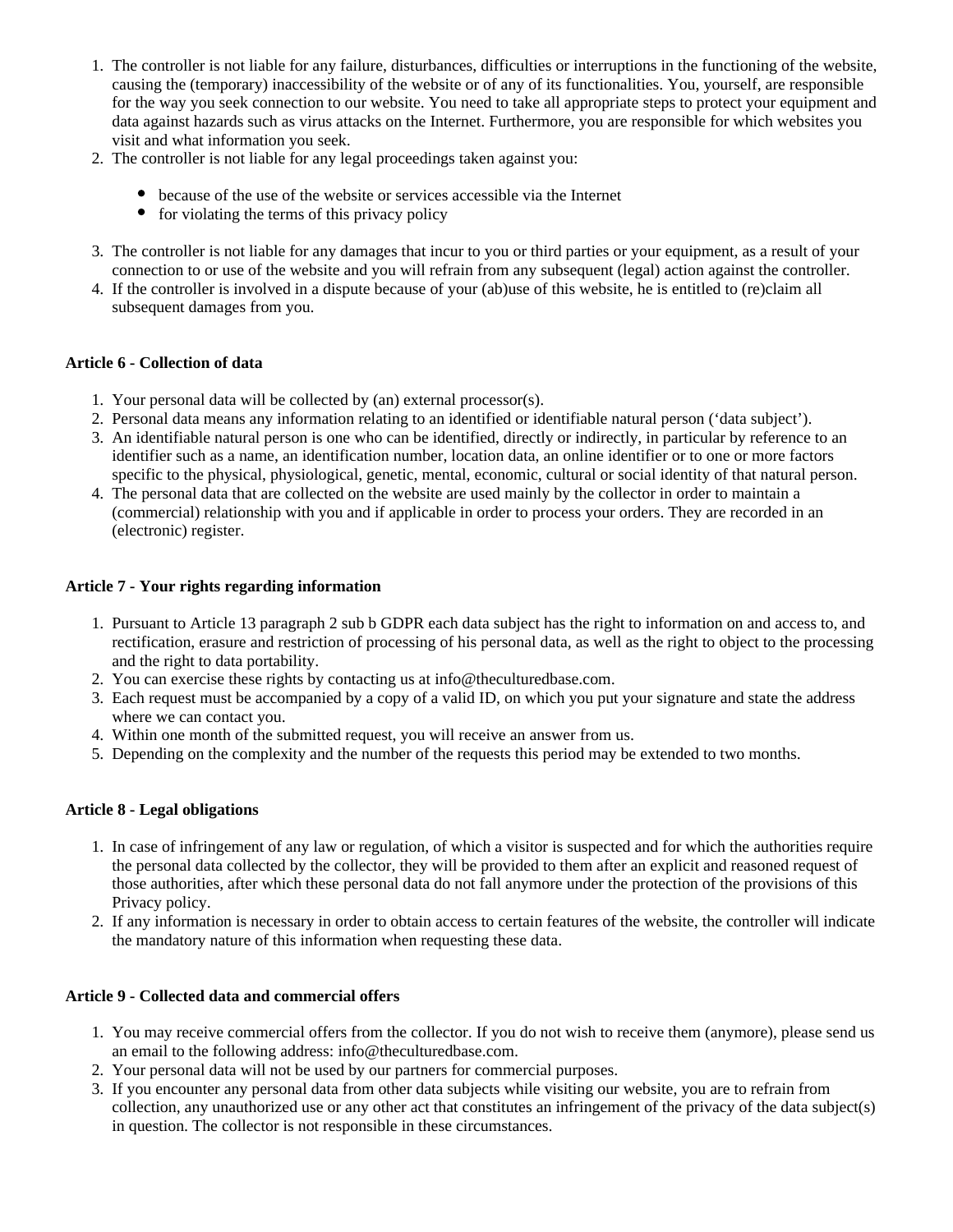1. The controller is not liable for any failure, disturbances, difficulties or interruptions in the functioning of the website, causing the (temporary) inaccessibility of the website or of any of its functionalities. You, yourself, are responsible for the way you seek connection to our website. You need to take all appropriate steps to protect your equipment and data against hazards such as virus attacks on the Internet. Furthermore, you are responsible for which websites you visit and what information you seek.
2. The controller is not liable for any legal proceedings taken against you:
   - because of the use of the website or services accessible via the Internet
   - for violating the terms of this privacy policy
3. The controller is not liable for any damages that incur to you or third parties or your equipment, as a result of your connection to or use of the website and you will refrain from any subsequent (legal) action against the controller.
4. If the controller is involved in a dispute because of your (ab)use of this website, he is entitled to (re)claim all subsequent damages from you.

**Article 6 - Collection of data**

1. Your personal data will be collected by (an) external processor(s).
2. Personal data means any information relating to an identified or identifiable natural person ('data subject').
3. An identifiable natural person is one who can be identified, directly or indirectly, in particular by reference to an identifier such as a name, an identification number, location data, an online identifier or to one or more factors specific to the physical, physiological, genetic, mental, economic, cultural or social identity of that natural person.
4. The personal data that are collected on the website are used mainly by the collector in order to maintain a (commercial) relationship with you and if applicable in order to process your orders. They are recorded in an (electronic) register.

**Article 7 - Your rights regarding information**

1. Pursuant to Article 13 paragraph 2 sub b GDPR each data subject has the right to information on and access to, and rectification, erasure and restriction of processing of his personal data, as well as the right to object to the processing and the right to data portability.
2. You can exercise these rights by contacting us at info@theculturedbase.com.
3. Each request must be accompanied by a copy of a valid ID, on which you put your signature and state the address where we can contact you.
4. Within one month of the submitted request, you will receive an answer from us.
5. Depending on the complexity and the number of the requests this period may be extended to two months.

**Article 8 - Legal obligations**

1. In case of infringement of any law or regulation, of which a visitor is suspected and for which the authorities require the personal data collected by the collector, they will be provided to them after an explicit and reasoned request of those authorities, after which these personal data do not fall anymore under the protection of the provisions of this Privacy policy.
2. If any information is necessary in order to obtain access to certain features of the website, the controller will indicate the mandatory nature of this information when requesting these data.

**Article 9 - Collected data and commercial offers**

1. You may receive commercial offers from the collector. If you do not wish to receive them (anymore), please send us an email to the following address: info@theculturedbase.com.
2. Your personal data will not be used by our partners for commercial purposes.
3. If you encounter any personal data from other data subjects while visiting our website, you are to refrain from collection, any unauthorized use or any other act that constitutes an infringement of the privacy of the data subject(s) in question. The collector is not responsible in these circumstances.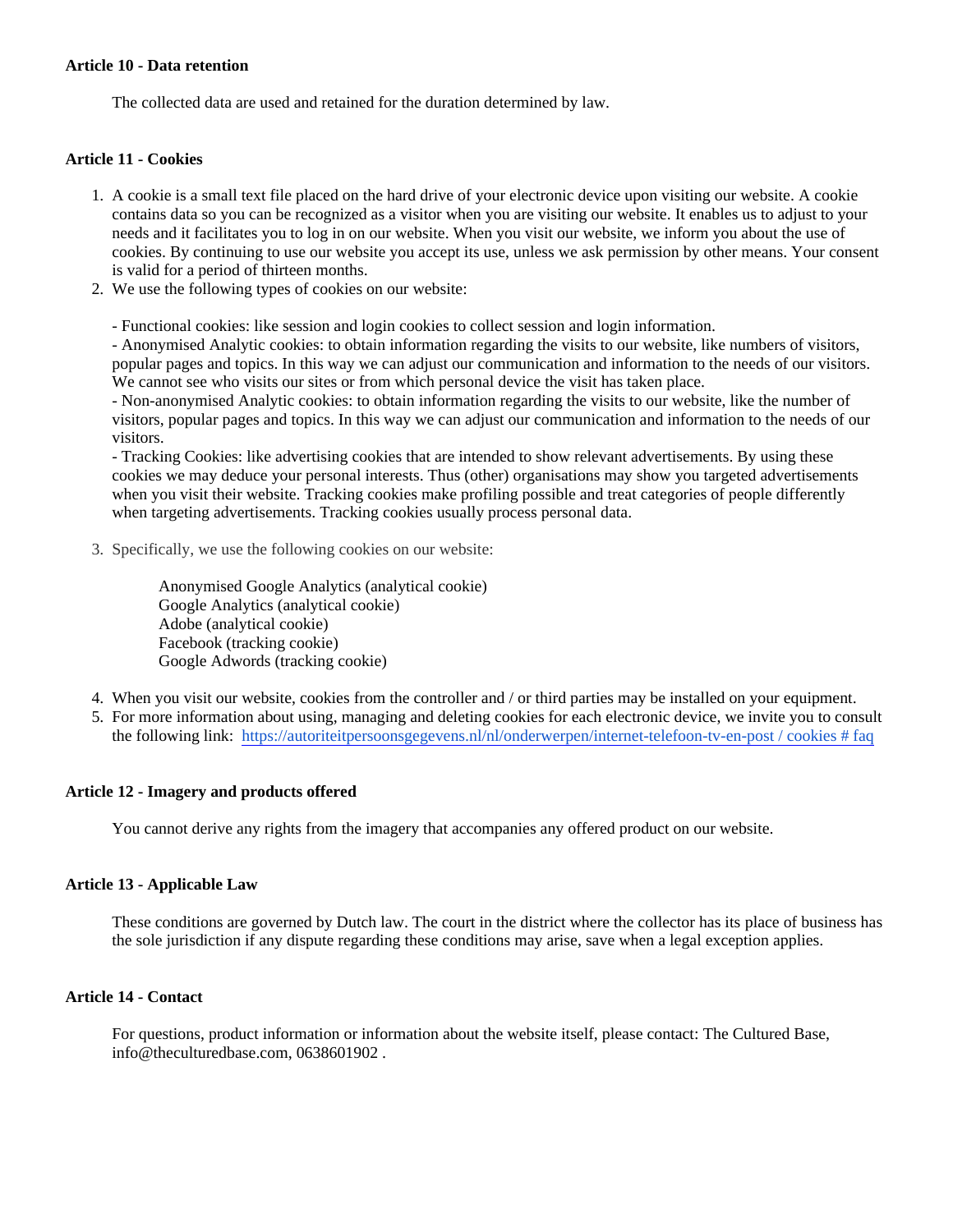**Article 10 - Data retention**

The collected data are used and retained for the duration determined by law.

**Article 11 - Cookies**

1. A cookie is a small text file placed on the hard drive of your electronic device upon visiting our website. A cookie contains data so you can be recognized as a visitor when you are visiting our website. It enables us to adjust to your needs and it facilitates you to log in on our website. When you visit our website, we inform you about the use of cookies. By continuing to use our website you accept its use, unless we ask permission by other means. Your consent is valid for a period of thirteen months.
2. We use the following types of cookies on our website:

   - Functional cookies: like session and login cookies to collect session and login information.
   - Anonymised Analytic cookies: to obtain information regarding the visits to our website, like numbers of visitors, popular pages and topics. In this way we can adjust our communication and information to the needs of our visitors. We cannot see who visits our sites or from which personal device the visit has taken place.
   - Non-anonymised Analytic cookies: to obtain information regarding the visits to our website, like the number of visitors, popular pages and topics. In this way we can adjust our communication and information to the needs of our visitors.
   - Tracking Cookies: like advertising cookies that are intended to show relevant advertisements. By using these cookies we may deduce your personal interests. Thus (other) organisations may show you targeted advertisements when you visit their website. Tracking cookies make profiling possible and treat categories of people differently when targeting advertisements. Tracking cookies usually process personal data.

3. Specifically, we use the following cookies on our website:

   Anonymised Google Analytics (analytical cookie)
   Google Analytics (analytical cookie)
   Adobe (analytical cookie)
   Facebook (tracking cookie)
   Google Adwords (tracking cookie)

4. When you visit our website, cookies from the controller and / or third parties may be installed on your equipment.
5. For more information about using, managing and deleting cookies for each electronic device, we invite you to consult the following link: https://autoriteitpersoonsgegevens.nl/nl/onderwerpen/internet-telefoon-tv-en-post / cookies # faq

**Article 12 - Imagery and products offered**

You cannot derive any rights from the imagery that accompanies any offered product on our website.

**Article 13 - Applicable Law**

These conditions are governed by Dutch law. The court in the district where the collector has its place of business has the sole jurisdiction if any dispute regarding these conditions may arise, save when a legal exception applies.

**Article 14 - Contact**

For questions, product information or information about the website itself, please contact: The Cultured Base, info@theculturedbase.com, 0638601902 .